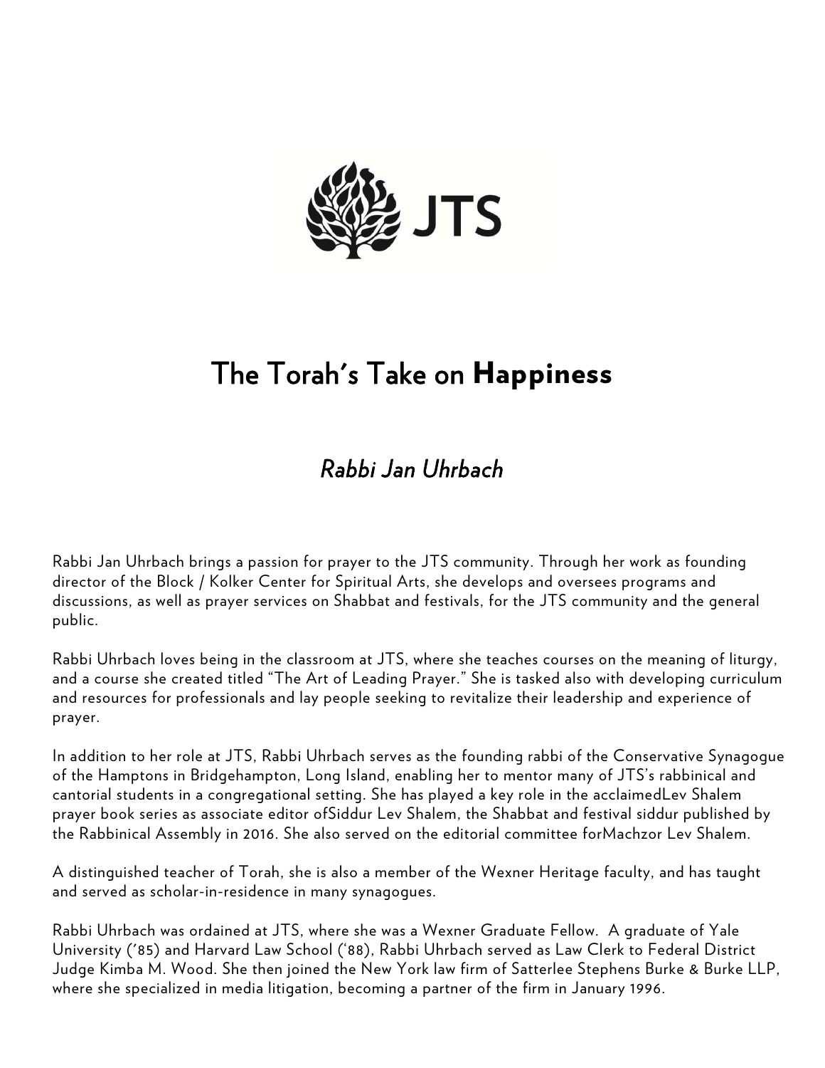# The Torah's Take on **Happiness**

## *Rabbi Jan Uhrbach*

Rabbi Jan Uhrbach brings a passion for prayer to the JTS community. Through her work as founding director of the Block / Kolker Center for Spiritual Arts, she develops and oversees programs and discussions, as well as prayer services on Shabbat and festivals, for the JTS community and the general public.

Rabbi Uhrbach loves being in the classroom at JTS, where she teaches courses on the meaning of liturgy, and a course she created titled "The Art of Leading Prayer." She is tasked also with developing curriculum and resources for professionals and lay people seeking to revitalize their leadership and experience of prayer.

In addition to her role at JTS, Rabbi Uhrbach serves as the founding rabbi of the Conservative Synagogue of the Hamptons in Bridgehampton, Long Island, enabling her to mentor many of JTS's rabbinical and cantorial students in a congregational setting. She has played a key role in the acclaimedLev Shalem prayer book series as associate editor ofSiddur Lev Shalem, the Shabbat and festival siddur published by the Rabbinical Assembly in 2016. She also served on the editorial committee forMachzor Lev Shalem.

A distinguished teacher of Torah, she is also a member of the Wexner Heritage faculty, and has taught and served as scholar-in-residence in many synagogues.

Rabbi Uhrbach was ordained at JTS, where she was a Wexner Graduate Fellow. A graduate of Yale University ('85) and Harvard Law School ('88), Rabbi Uhrbach served as Law Clerk to Federal District Judge Kimba M. Wood. She then joined the New York law firm of Satterlee Stephens Burke & Burke LLP, where she specialized in media litigation, becoming a partner of the firm in January 1996.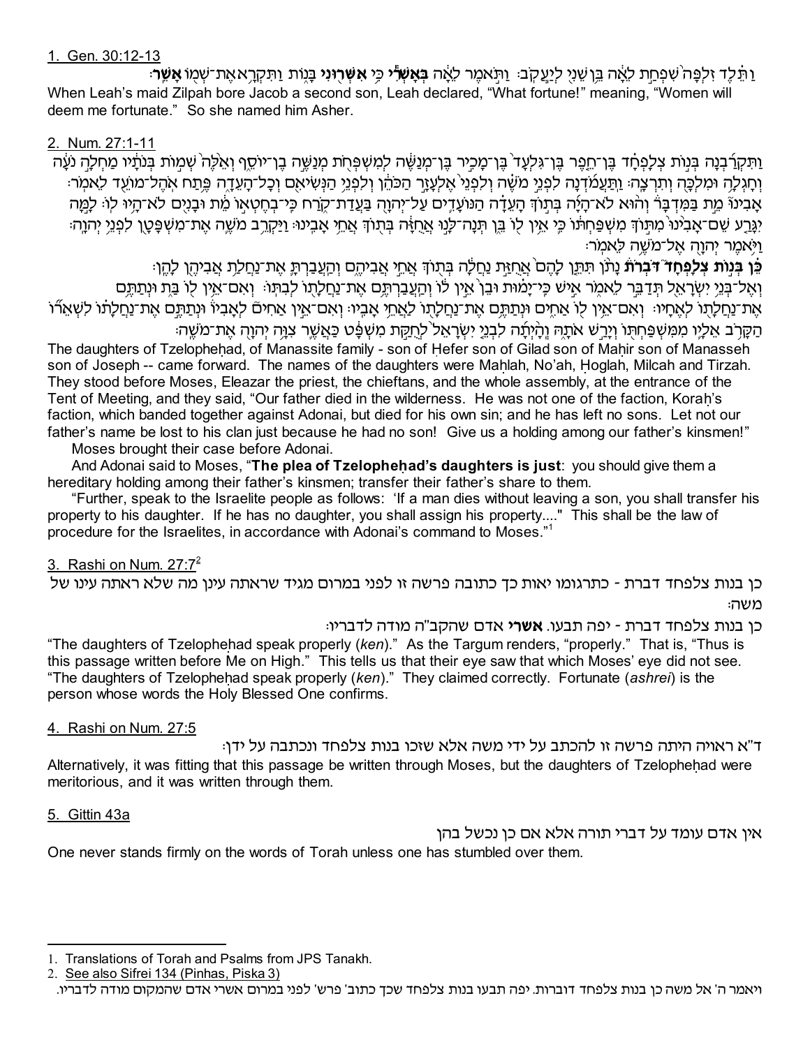1. Gen. 30:12-13

וַתֵּ֗לֶד זִלְפָּה֙ שִׁפְחַ֣ת לֵאָ֔ה בֵּ֥ן שֵׁנִ֖י לְיַעֲקֹֽב׃ וַתֹּ֣אמֶר לֵאָ֔ה **בְּאָשְׁרִ֔י** כִּ֥י **אִשְּׁר֖וּנִי** בָּנ֑וֹת וַתִּקְרָ֥א אֶת־שְׁמ֖וֹ **אָשֵֽׁר**׃

When Leah's maid Zilpah bore Jacob a second son, Leah declared, "What fortune!" meaning, "Women will deem me fortunate." So she named him Asher.

2. Num. 27:1-11

וַתִּקְרַ֜בְנָה בְּנ֣וֹת צְלָפְחָ֗ד בֶּן־חֵ֤פֶר בֶּן־גִּלְעָד֙ בֶּן־מָכִ֣יר בֶּן־מְנַשֶּׁ֔ה לְמִשְׁפְּחֹ֖ת מְנַשֶּׁ֣ה בֶן־יוֹסֵ֑ף וְאֵ֨לֶּה֙ שְׁמ֣וֹת בְּנֹתָ֔יו מַחְלָ֣ה נֹעָ֔ה וְחָגְלָ֥ה וּמִלְכָּ֖ה וְתִרְצָֽה׃ וַתַּעֲמֹ֜דְנָה לִפְנֵ֣י מֹשֶׁ֗ה וְלִפְנֵי֙ אֶלְעָזָ֣ר הַכֹּהֵ֔ן וְלִפְנֵ֥י הַנְּשִׂיאִ֖ם וְכָל־הָעֵדָ֑ה פֶּ֥תַח אֹֽהֶל־מוֹעֵ֖ד לֵאמֹֽר׃ אָבִ֘ינוּ֮ מֵ֣ת בַּמִּדְבָּר֒ וְה֨וּא לֹא־הָיָ֜ה בְּת֣וֹךְ הָעֵדָ֗ה הַנּוֹעָדִ֛ים עַל־יְהֹוָ֖ה בַּעֲדַת־קֹ֑רַח כִּֽי־בְחֶטְא֣וֹ מֵ֔ת וּבָנִ֖ים לֹא־הָ֥יוּ לֽוֹ׃ לָ֣מָּה יִגָּרַ֤ע שֵׁם־אָבִ֨ינוּ֙ מִתּ֣וֹךְ מִשְׁפַּחְתּ֔וֹ כִּ֛י אֵ֥ין ל֖וֹ בֵּ֑ן תְּנָה־לָּ֣נוּ אֲחֻזָּ֔ה בְּת֖וֹךְ אֲחֵ֥י אָבִֽינוּ׃ וַיַּקְרֵ֥ב מֹשֶׁ֛ה אֶת־מִשְׁפָּטָ֖ן לִפְנֵ֥י יְהֹוָֽה׃ וַיֹּ֥אמֶר יְהֹוָ֖ה אֶל־מֹשֶׁ֥ה לֵּאמֹֽר׃

**כֵּ֗ן בְּנ֣וֹת צְלָפְחָד֮ דֹּבְרֹת֒** נָתֹ֨ן תִּתֵּ֤ן לָהֶם֙ אֲחֻזַּ֣ת נַחֲלָ֔ה בְּת֖וֹךְ אֲחֵ֣י אֲבִיהֶ֑ם וְהַעֲבַרְתָּ֛ אֶת־נַחֲלַ֥ת אֲבִיהֶ֖ן לָהֶֽן׃ וְאֶל־בְּנֵ֥י יִשְׂרָאֵ֖ל תְּדַבֵּ֣ר לֵאמֹ֑ר אִ֣ישׁ כִּֽי־יָמ֗וּת וּבֵן֙ אֵ֣ין ל֔וֹ וְהַעֲבַרְתֶּ֥ם אֶת־נַחֲלָת֖וֹ לְבִתּֽוֹ׃ וְאִם־אֵ֥ין ל֖וֹ בַּ֑ת וּנְתַתֶּ֥ם אֶת־נַחֲלָת֖וֹ לְאֶחָֽיו׃ וְאִם־אֵ֥ין ל֖וֹ אַחִ֑ים וּנְתַתֶּ֥ם אֶת־נַחֲלָת֖וֹ לַאֲחֵ֥י אָבִֽיו׃ וְאִם־אֵ֣ין אַחִים֮ לְאָבִיו֒ וּנְתַתֶּ֣ם אֶת־נַחֲלָת֗וֹ לִשְׁאֵר֞וֹ הַקָּרֹ֥ב אֵלָ֛יו מִמִּשְׁפַּחְתּ֖וֹ וְיָרַ֣שׁ אֹתָ֑הּ וְהָ֨יְתָ֜ה לִבְנֵ֤י יִשְׂרָאֵל֙ לְחֻקַּ֣ת מִשְׁפָּ֔ט כַּאֲשֶׁ֛ר צִוָּ֥ה יְהֹוָ֖ה אֶת־מֹשֶֽׁה׃

The daughters of Tzelopheḥad, of Manassite family - son of Ḥefer son of Gilad son of Maḥir son of Manasseh son of Joseph -- came forward. The names of the daughters were Maḥlah, No'ah, Ḥoglah, Milcah and Tirzah. They stood before Moses, Eleazar the priest, the chieftans, and the whole assembly, at the entrance of the Tent of Meeting, and they said, "Our father died in the wilderness. He was not one of the faction, Koraḥ's faction, which banded together against Adonai, but died for his own sin; and he has left no sons. Let not our father's name be lost to his clan just because he had no son! Give us a holding among our father's kinsmen!"

Moses brought their case before Adonai.

And Adonai said to Moses, "**The plea of Tzelopheḥad's daughters is just**: you should give them a hereditary holding among their father's kinsmen; transfer their father's share to them.

"Further, speak to the Israelite people as follows: 'If a man dies without leaving a son, you shall transfer his property to his daughter. If he has no daughter, you shall assign his property...." This shall be the law of procedure for the Israelites, in accordance with Adonai's command to Moses."[1]

3. Rashi on Num. 27:7[2]

כן בנות צלפחד דברת - כתרגומו יאות כך כתובה פרשה זו לפני במרום מגיד שראתה עינן מה שלא ראתה עינו של משה:

כן בנות צלפחד דברת - יפה תבעו. **אשרי** אדם שהקב"ה מודה לדבריו:

"The daughters of Tzelopheḥad speak properly (*ken*)." As the Targum renders, "properly." That is, "Thus is this passage written before Me on High." This tells us that their eye saw that which Moses' eye did not see. "The daughters of Tzelopheḥad speak properly (*ken*)." They claimed correctly. Fortunate (*ashrei*) is the person whose words the Holy Blessed One confirms.

4. Rashi on Num. 27:5

ד"א ראויה היתה פרשה זו להכתב על ידי משה אלא שזכו בנות צלפחד ונכתבה על ידן:

Alternatively, it was fitting that this passage be written through Moses, but the daughters of Tzelopheḥad were meritorious, and it was written through them.

5. Gittin 43a

אין אדם עומד על דברי תורה אלא אם כן נכשל בהן

One never stands firmly on the words of Torah unless one has stumbled over them.

---

1. Translations of Torah and Psalms from JPS Tanakh.
2. See also Sifrei 134 (Pinhas, Piska 3)

ויאמר ה' אל משה כן בנות צלפחד דוברות. יפה תבעו בנות צלפחד שכך כתוב' פרש' לפני במרום אשרי אדם שהמקום מודה לדבריו.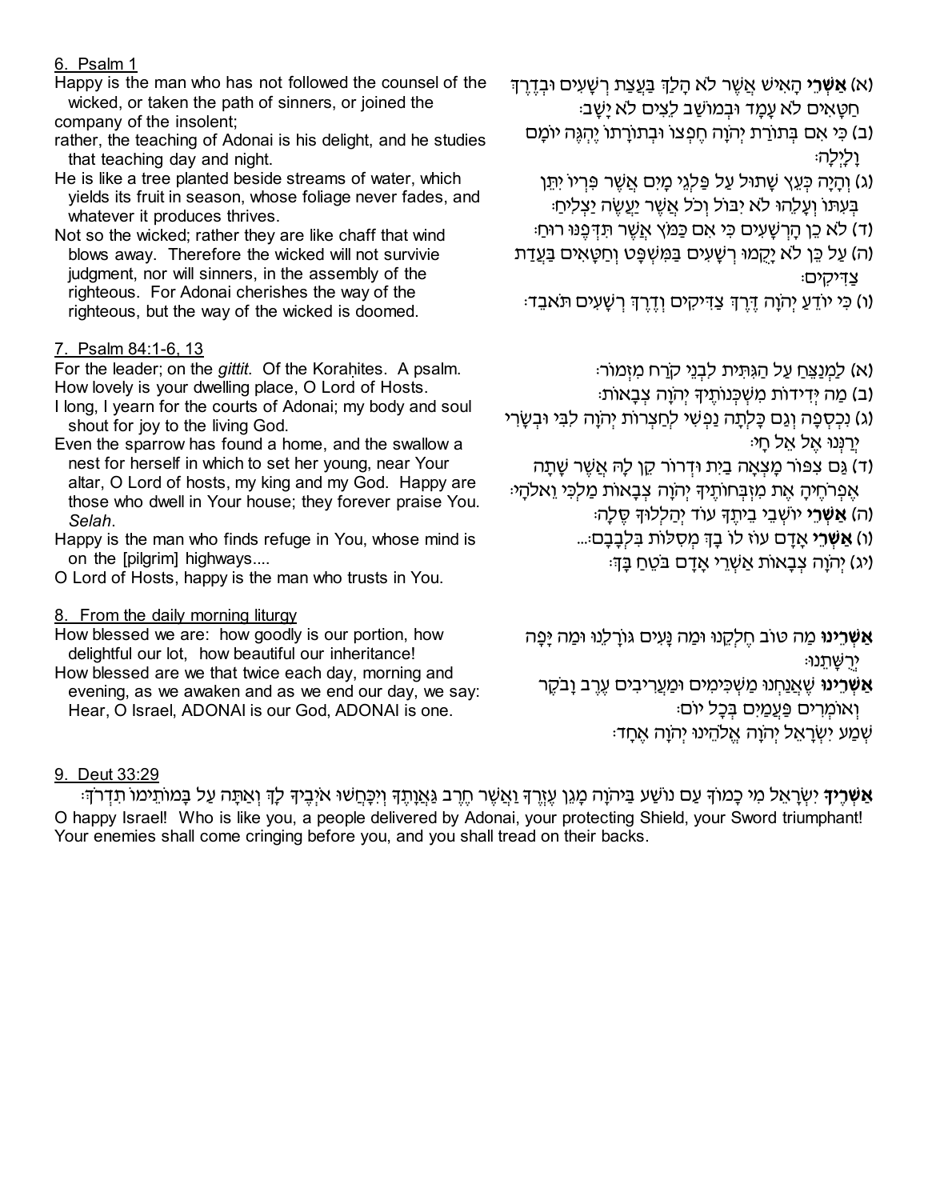6. Psalm 1

Happy is the man who has not followed the counsel of the wicked, or taken the path of sinners, or joined the company of the insolent;
rather, the teaching of Adonai is his delight, and he studies that teaching day and night.
He is like a tree planted beside streams of water, which yields its fruit in season, whose foliage never fades, and whatever it produces thrives.
Not so the wicked; rather they are like chaff that wind blows away. Therefore the wicked will not survivie judgment, nor will sinners, in the assembly of the righteous. For Adonai cherishes the way of the righteous, but the way of the wicked is doomed.

(א) **אַשְׁרֵי** הָאִישׁ אֲשֶׁר לֹא הָלַךְ בַּעֲצַת רְשָׁעִים וּבְדֶרֶךְ חַטָּאִים לֹא עָמָד וּבְמוֹשַׁב לֵצִים לֹא יָשָׁב׃
(ב) כִּי אִם בְּתוֹרַת יְהֹוָה חֶפְצוֹ וּבְתוֹרָתוֹ יֶהְגֶּה יוֹמָם וָלָיְלָה׃
(ג) וְהָיָה כְּעֵץ שָׁתוּל עַל פַּלְגֵי מָיִם אֲשֶׁר פִּרְיוֹ יִתֵּן בְּעִתּוֹ וְעָלֵהוּ לֹא יִבּוֹל וְכֹל אֲשֶׁר יַעֲשֶׂה יַצְלִיחַ׃
(ד) לֹא כֵן הָרְשָׁעִים כִּי אִם כַּמֹּץ אֲשֶׁר תִּדְּפֶנּוּ רוּחַ׃
(ה) עַל כֵּן לֹא יָקֻמוּ רְשָׁעִים בַּמִּשְׁפָּט וְחַטָּאִים בַּעֲדַת צַדִּיקִים׃
(ו) כִּי יוֹדֵעַ יְהֹוָה דֶּרֶךְ צַדִּיקִים וְדֶרֶךְ רְשָׁעִים תֹּאבֵד׃

7. Psalm 84:1-6, 13

For the leader; on the *gittit*. Of the Koraḥites. A psalm.
How lovely is your dwelling place, O Lord of Hosts.
I long, I yearn for the courts of Adonai; my body and soul shout for joy to the living God.
Even the sparrow has found a home, and the swallow a nest for herself in which to set her young, near Your altar, O Lord of hosts, my king and my God. Happy are those who dwell in Your house; they forever praise You. *Selah*.
Happy is the man who finds refuge in You, whose mind is on the [pilgrim] highways....
O Lord of Hosts, happy is the man who trusts in You.

(א) לַמְנַצֵּחַ עַל הַגִּתִּית לִבְנֵי קֹרַח מִזְמוֹר׃
(ב) מַה יְּדִידוֹת מִשְׁכְּנוֹתֶיךָ יְהֹוָה צְבָאוֹת׃
(ג) נִכְסְפָה וְגַם כָּלְתָה נַפְשִׁי לְחַצְרוֹת יְהֹוָה לִבִּי וּבְשָׂרִי יְרַנְּנוּ אֶל אֵל חָי׃
(ד) גַּם צִפּוֹר מָצְאָה בַיִת וּדְרוֹר קֵן לָהּ אֲשֶׁר שָׁתָה אֶפְרֹחֶיהָ אֶת מִזְבְּחוֹתֶיךָ יְהֹוָה צְבָאוֹת מַלְכִּי וֵאלֹהָי׃
(ה) **אַשְׁרֵי** יוֹשְׁבֵי בֵיתֶךָ עוֹד יְהַלְלוּךָ סֶּלָה׃
(ו) **אַשְׁרֵי** אָדָם עוֹז לוֹ בָךְ מְסִלּוֹת בִּלְבָבָם׃...
(יג) יְהֹוָה צְבָאוֹת אַשְׁרֵי אָדָם בֹּטֵחַ בָּךְ׃

8. From the daily morning liturgy

How blessed we are: how goodly is our portion, how delightful our lot, how beautiful our inheritance!
How blessed are we that twice each day, morning and evening, as we awaken and as we end our day, we say: Hear, O Israel, ADONAI is our God, ADONAI is one.

**אַשְׁרֵינוּ** מַה טּוֹב חֶלְקֵנוּ וּמַה נָּעִים גּוֹרָלֵנוּ וּמַה יָּפָה יְרֻשָּׁתֵנוּ׃
**אַשְׁרֵינוּ** שֶׁאֲנַחְנוּ מַשְׁכִּימִים וּמַעֲרִיבִים עֶרֶב וָבֹקֶר וְאוֹמְרִים פַּעֲמַיִם בְּכָל יוֹם׃
שְׁמַע יִשְׂרָאֵל יְהֹוָה אֱלֹהֵינוּ יְהֹוָה אֶחָד׃

9. Deut 33:29

**אַשְׁרֶיךָ** יִשְׂרָאֵל מִי כָמוֹךָ עַם נוֹשַׁע בַּיהֹוָה מָגֵן עֶזְרֶךָ וַאֲשֶׁר חֶרֶב גַּאֲוָתֶךָ וְיִכָּחֲשׁוּ אֹיְבֶיךָ לָךְ וְאַתָּה עַל בָּמוֹתֵימוֹ תִדְרֹךְ׃

O happy Israel! Who is like you, a people delivered by Adonai, your protecting Shield, your Sword triumphant! Your enemies shall come cringing before you, and you shall tread on their backs.